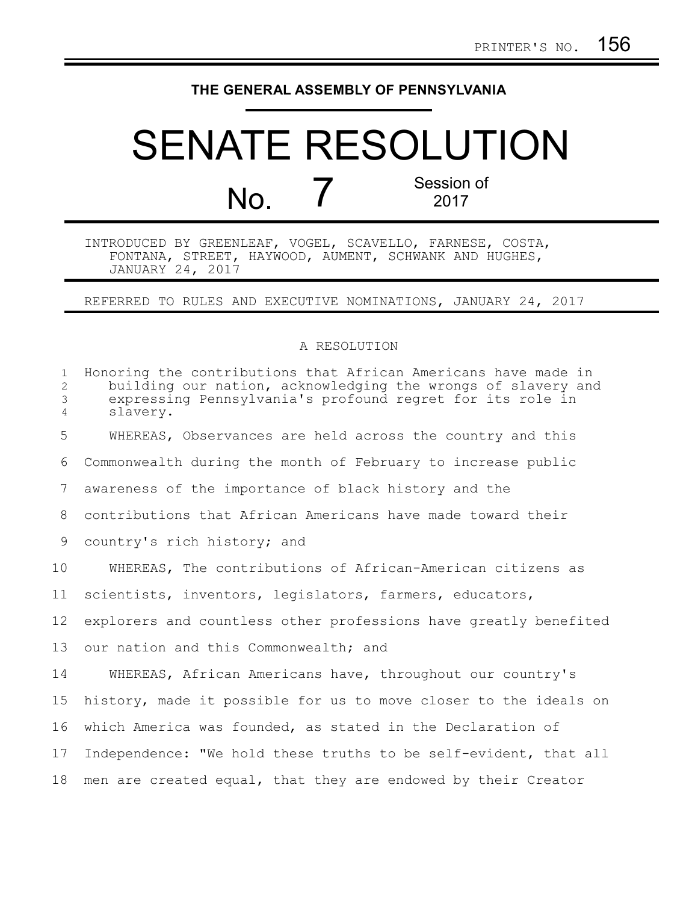PRINTER'S NO. 156

**THE GENERAL ASSEMBLY OF PENNSYLVANIA**

# SENATE RESOLUTION

## No. 7 Session of 2017

INTRODUCED BY GREENLEAF, VOGEL, SCAVELLO, FARNESE, COSTA, FONTANA, STREET, HAYWOOD, AUMENT, SCHWANK AND HUGHES, JANUARY 24, 2017

REFERRED TO RULES AND EXECUTIVE NOMINATIONS, JANUARY 24, 2017

A RESOLUTION

Honoring the contributions that African Americans have made in building our nation, acknowledging the wrongs of slavery and expressing Pennsylvania's profound regret for its role in slavery.

WHEREAS, Observances are held across the country and this Commonwealth during the month of February to increase public awareness of the importance of black history and the contributions that African Americans have made toward their country's rich history; and

WHEREAS, The contributions of African-American citizens as scientists, inventors, legislators, farmers, educators, explorers and countless other professions have greatly benefited our nation and this Commonwealth; and

WHEREAS, African Americans have, throughout our country's history, made it possible for us to move closer to the ideals on which America was founded, as stated in the Declaration of Independence: "We hold these truths to be self-evident, that all men are created equal, that they are endowed by their Creator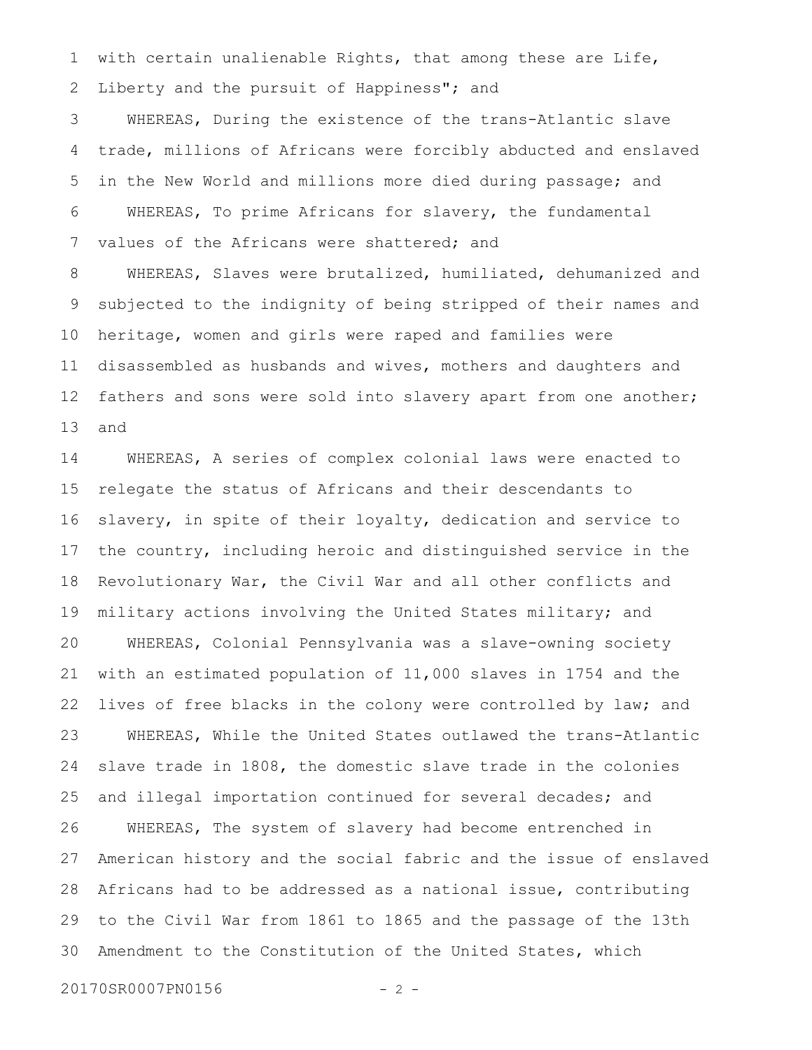with certain unalienable Rights, that among these are Life, Liberty and the pursuit of Happiness"; and

WHEREAS, During the existence of the trans-Atlantic slave trade, millions of Africans were forcibly abducted and enslaved in the New World and millions more died during passage; and

WHEREAS, To prime Africans for slavery, the fundamental values of the Africans were shattered; and

WHEREAS, Slaves were brutalized, humiliated, dehumanized and subjected to the indignity of being stripped of their names and heritage, women and girls were raped and families were disassembled as husbands and wives, mothers and daughters and fathers and sons were sold into slavery apart from one another; and

WHEREAS, A series of complex colonial laws were enacted to relegate the status of Africans and their descendants to slavery, in spite of their loyalty, dedication and service to the country, including heroic and distinguished service in the Revolutionary War, the Civil War and all other conflicts and military actions involving the United States military; and

WHEREAS, Colonial Pennsylvania was a slave-owning society with an estimated population of 11,000 slaves in 1754 and the lives of free blacks in the colony were controlled by law; and

WHEREAS, While the United States outlawed the trans-Atlantic slave trade in 1808, the domestic slave trade in the colonies and illegal importation continued for several decades; and

WHEREAS, The system of slavery had become entrenched in American history and the social fabric and the issue of enslaved Africans had to be addressed as a national issue, contributing to the Civil War from 1861 to 1865 and the passage of the 13th Amendment to the Constitution of the United States, which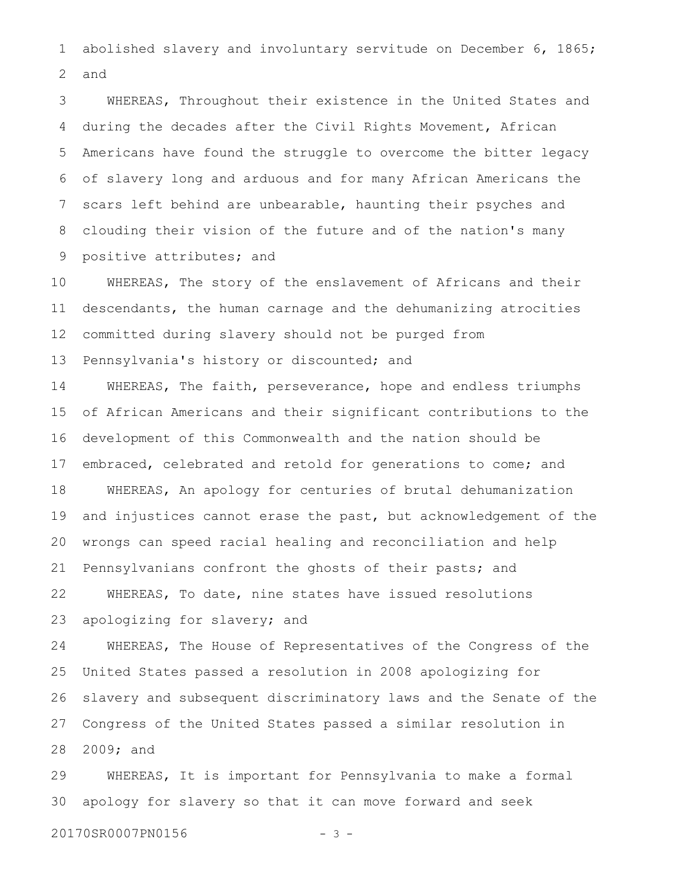abolished slavery and involuntary servitude on December 6, 1865; and

WHEREAS, Throughout their existence in the United States and during the decades after the Civil Rights Movement, African Americans have found the struggle to overcome the bitter legacy of slavery long and arduous and for many African Americans the scars left behind are unbearable, haunting their psyches and clouding their vision of the future and of the nation's many positive attributes; and

WHEREAS, The story of the enslavement of Africans and their descendants, the human carnage and the dehumanizing atrocities committed during slavery should not be purged from Pennsylvania's history or discounted; and

WHEREAS, The faith, perseverance, hope and endless triumphs of African Americans and their significant contributions to the development of this Commonwealth and the nation should be embraced, celebrated and retold for generations to come; and

WHEREAS, An apology for centuries of brutal dehumanization and injustices cannot erase the past, but acknowledgement of the wrongs can speed racial healing and reconciliation and help Pennsylvanians confront the ghosts of their pasts; and

WHEREAS, To date, nine states have issued resolutions apologizing for slavery; and

WHEREAS, The House of Representatives of the Congress of the United States passed a resolution in 2008 apologizing for slavery and subsequent discriminatory laws and the Senate of the Congress of the United States passed a similar resolution in 2009; and

WHEREAS, It is important for Pennsylvania to make a formal apology for slavery so that it can move forward and seek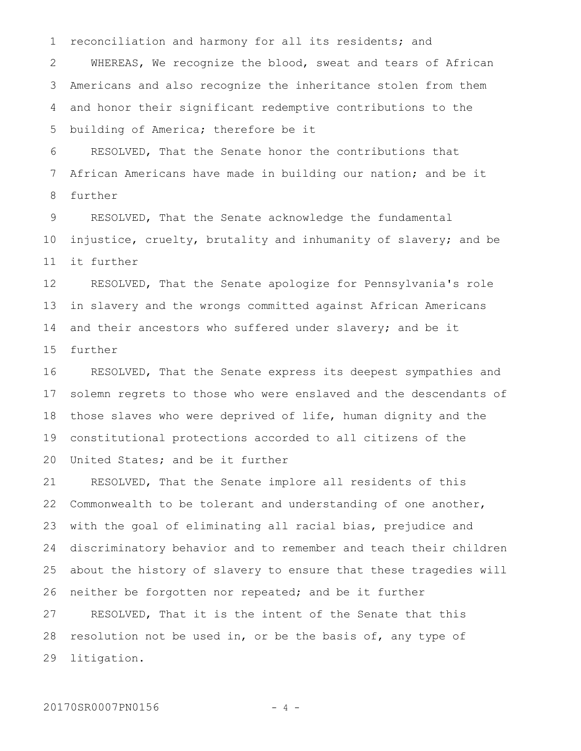reconciliation and harmony for all its residents; and

WHEREAS, We recognize the blood, sweat and tears of African Americans and also recognize the inheritance stolen from them and honor their significant redemptive contributions to the building of America; therefore be it

RESOLVED, That the Senate honor the contributions that African Americans have made in building our nation; and be it further

RESOLVED, That the Senate acknowledge the fundamental injustice, cruelty, brutality and inhumanity of slavery; and be it further

RESOLVED, That the Senate apologize for Pennsylvania's role in slavery and the wrongs committed against African Americans and their ancestors who suffered under slavery; and be it further

RESOLVED, That the Senate express its deepest sympathies and solemn regrets to those who were enslaved and the descendants of those slaves who were deprived of life, human dignity and the constitutional protections accorded to all citizens of the United States; and be it further

RESOLVED, That the Senate implore all residents of this Commonwealth to be tolerant and understanding of one another, with the goal of eliminating all racial bias, prejudice and discriminatory behavior and to remember and teach their children about the history of slavery to ensure that these tragedies will neither be forgotten nor repeated; and be it further

RESOLVED, That it is the intent of the Senate that this resolution not be used in, or be the basis of, any type of litigation.